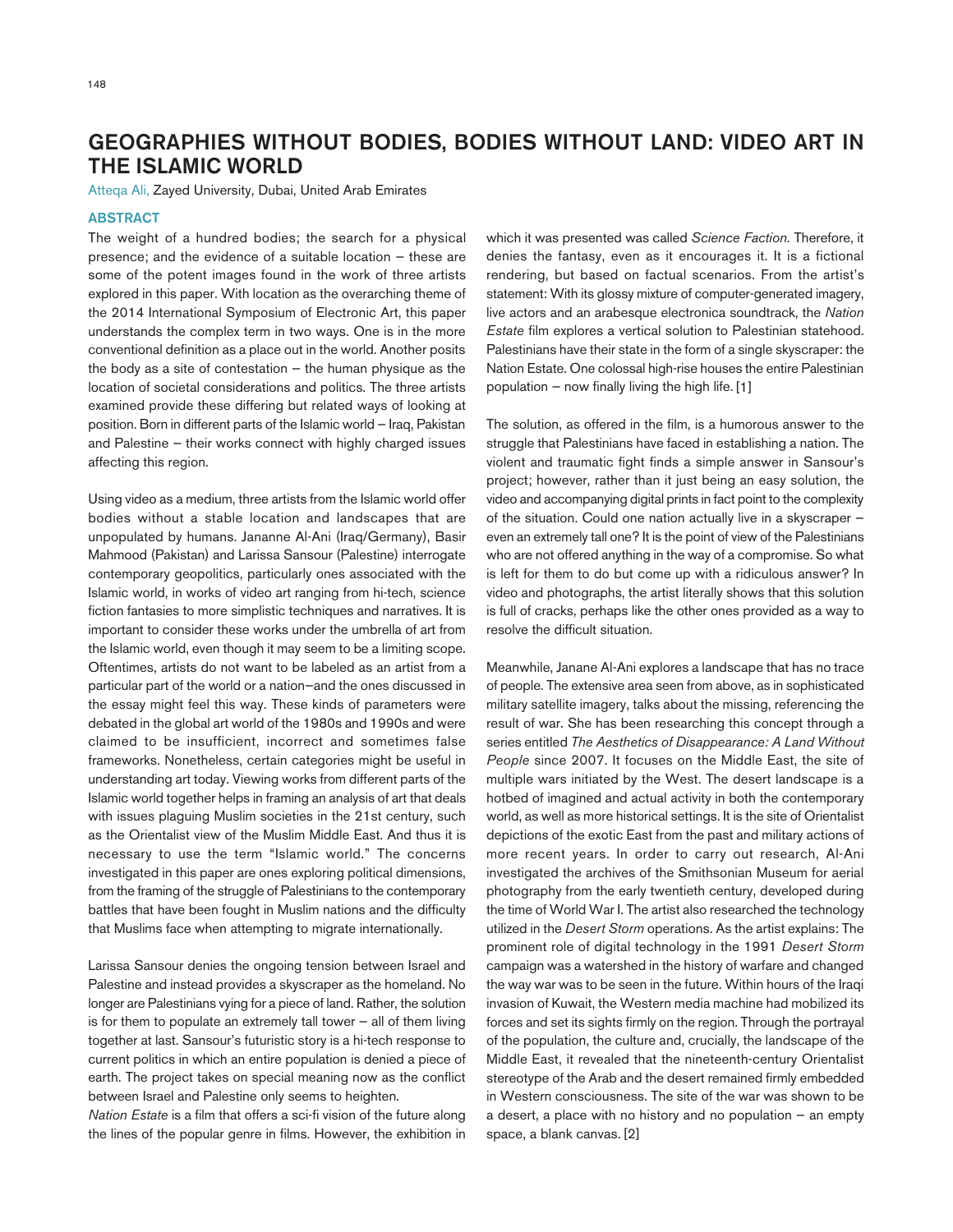# GEOGRAPHIES WITHOUT BODIES, BODIES WITHOUT LAND: VIDEO ART IN THE ISLAMIC WORLD

Atteqa Ali, Zayed University, Dubai, United Arab Emirates

## ABSTRACT

The weight of a hundred bodies; the search for a physical presence; and the evidence of a suitable location – these are some of the potent images found in the work of three artists explored in this paper. With location as the overarching theme of the 2014 International Symposium of Electronic Art, this paper understands the complex term in two ways. One is in the more conventional definition as a place out in the world. Another posits the body as a site of contestation – the human physique as the location of societal considerations and politics. The three artists examined provide these differing but related ways of looking at position. Born in different parts of the Islamic world – Iraq, Pakistan and Palestine – their works connect with highly charged issues affecting this region.

Using video as a medium, three artists from the Islamic world offer bodies without a stable location and landscapes that are unpopulated by humans. Jananne Al-Ani (Iraq/Germany), Basir Mahmood (Pakistan) and Larissa Sansour (Palestine) interrogate contemporary geopolitics, particularly ones associated with the Islamic world, in works of video art ranging from hi-tech, science fiction fantasies to more simplistic techniques and narratives. It is important to consider these works under the umbrella of art from the Islamic world, even though it may seem to be a limiting scope. Oftentimes, artists do not want to be labeled as an artist from a particular part of the world or a nation–and the ones discussed in the essay might feel this way. These kinds of parameters were debated in the global art world of the 1980s and 1990s and were claimed to be insufficient, incorrect and sometimes false frameworks. Nonetheless, certain categories might be useful in understanding art today. Viewing works from different parts of the Islamic world together helps in framing an analysis of art that deals with issues plaguing Muslim societies in the 21st century, such as the Orientalist view of the Muslim Middle East. And thus it is necessary to use the term "Islamic world." The concerns investigated in this paper are ones exploring political dimensions, from the framing of the struggle of Palestinians to the contemporary battles that have been fought in Muslim nations and the difficulty that Muslims face when attempting to migrate internationally.

Larissa Sansour denies the ongoing tension between Israel and Palestine and instead provides a skyscraper as the homeland. No longer are Palestinians vying for a piece of land. Rather, the solution is for them to populate an extremely tall tower – all of them living together at last. Sansour's futuristic story is a hi-tech response to current politics in which an entire population is denied a piece of earth. The project takes on special meaning now as the conflict between Israel and Palestine only seems to heighten.

*Nation Estate* is a film that offers a sci-fi vision of the future along the lines of the popular genre in films. However, the exhibition in which it was presented was called *Science Faction*. Therefore, it denies the fantasy, even as it encourages it. It is a fictional rendering, but based on factual scenarios. From the artist's statement: With its glossy mixture of computer-generated imagery, live actors and an arabesque electronica soundtrack, the *Nation Estate* film explores a vertical solution to Palestinian statehood. Palestinians have their state in the form of a single skyscraper: the Nation Estate. One colossal high-rise houses the entire Palestinian population – now finally living the high life. [1]

The solution, as offered in the film, is a humorous answer to the struggle that Palestinians have faced in establishing a nation. The violent and traumatic fight finds a simple answer in Sansour's project; however, rather than it just being an easy solution, the video and accompanying digital prints in fact point to the complexity of the situation. Could one nation actually live in a skyscraper – even an extremely tall one? It is the point of view of the Palestinians who are not offered anything in the way of a compromise. So what is left for them to do but come up with a ridiculous answer? In video and photographs, the artist literally shows that this solution is full of cracks, perhaps like the other ones provided as a way to resolve the difficult situation.

Meanwhile, Janane Al-Ani explores a landscape that has no trace of people. The extensive area seen from above, as in sophisticated military satellite imagery, talks about the missing, referencing the result of war. She has been researching this concept through a series entitled *The Aesthetics of Disappearance: A Land Without People* since 2007. It focuses on the Middle East, the site of multiple wars initiated by the West. The desert landscape is a hotbed of imagined and actual activity in both the contemporary world, as well as more historical settings. It is the site of Orientalist depictions of the exotic East from the past and military actions of more recent years. In order to carry out research, Al-Ani investigated the archives of the Smithsonian Museum for aerial photography from the early twentieth century, developed during the time of World War I. The artist also researched the technology utilized in the *Desert Storm* operations. As the artist explains: The prominent role of digital technology in the 1991 *Desert Storm* campaign was a watershed in the history of warfare and changed the way war was to be seen in the future. Within hours of the Iraqi invasion of Kuwait, the Western media machine had mobilized its forces and set its sights firmly on the region. Through the portrayal of the population, the culture and, crucially, the landscape of the Middle East, it revealed that the nineteenth-century Orientalist stereotype of the Arab and the desert remained firmly embedded in Western consciousness. The site of the war was shown to be a desert, a place with no history and no population – an empty space, a blank canvas. [2]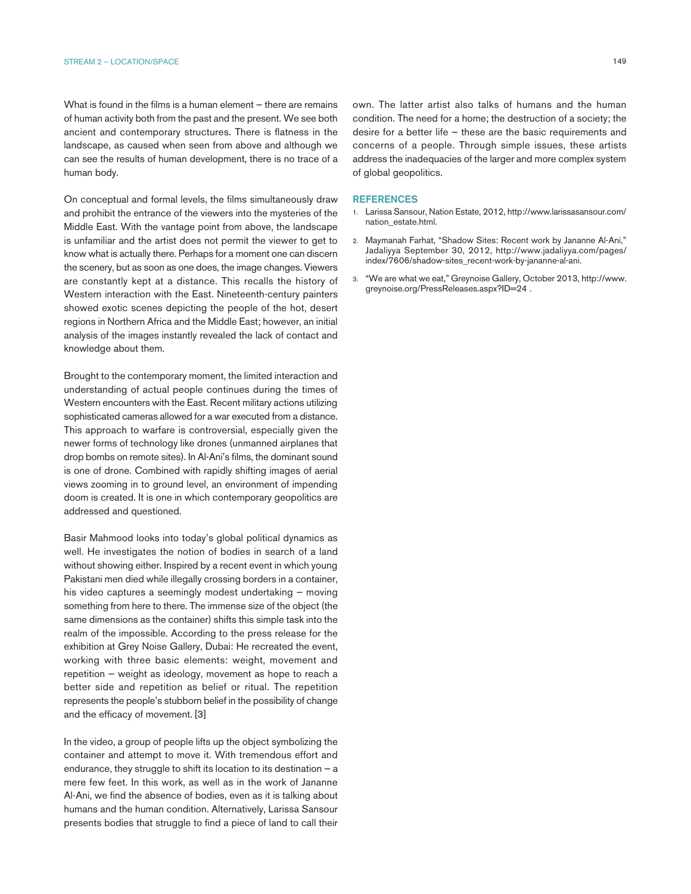What is found in the films is a human element – there are remains of human activity both from the past and the present. We see both ancient and contemporary structures. There is flatness in the landscape, as caused when seen from above and although we can see the results of human development, there is no trace of a human body.

On conceptual and formal levels, the films simultaneously draw and prohibit the entrance of the viewers into the mysteries of the Middle East. With the vantage point from above, the landscape is unfamiliar and the artist does not permit the viewer to get to know what is actually there. Perhaps for a moment one can discern the scenery, but as soon as one does, the image changes. Viewers are constantly kept at a distance. This recalls the history of Western interaction with the East. Nineteenth-century painters showed exotic scenes depicting the people of the hot, desert regions in Northern Africa and the Middle East; however, an initial analysis of the images instantly revealed the lack of contact and knowledge about them.

Brought to the contemporary moment, the limited interaction and understanding of actual people continues during the times of Western encounters with the East. Recent military actions utilizing sophisticated cameras allowed for a war executed from a distance. This approach to warfare is controversial, especially given the newer forms of technology like drones (unmanned airplanes that drop bombs on remote sites). In Al-Ani's films, the dominant sound is one of drone. Combined with rapidly shifting images of aerial views zooming in to ground level, an environment of impending doom is created. It is one in which contemporary geopolitics are addressed and questioned.

Basir Mahmood looks into today's global political dynamics as well. He investigates the notion of bodies in search of a land without showing either. Inspired by a recent event in which young Pakistani men died while illegally crossing borders in a container, his video captures a seemingly modest undertaking – moving something from here to there. The immense size of the object (the same dimensions as the container) shifts this simple task into the realm of the impossible. According to the press release for the exhibition at Grey Noise Gallery, Dubai: He recreated the event, working with three basic elements: weight, movement and repetition – weight as ideology, movement as hope to reach a better side and repetition as belief or ritual. The repetition represents the people's stubborn belief in the possibility of change and the efficacy of movement. [3]

In the video, a group of people lifts up the object symbolizing the container and attempt to move it. With tremendous effort and endurance, they struggle to shift its location to its destination – a mere few feet. In this work, as well as in the work of Jananne Al-Ani, we find the absence of bodies, even as it is talking about humans and the human condition. Alternatively, Larissa Sansour presents bodies that struggle to find a piece of land to call their own. The latter artist also talks of humans and the human condition. The need for a home; the destruction of a society; the desire for a better life – these are the basic requirements and concerns of a people. Through simple issues, these artists address the inadequacies of the larger and more complex system of global geopolitics.

## REFERENCES

1. Larissa Sansour, Nation Estate, 2012, http://www.larissasansour.com/nation_estate.html.
2. Maymanah Farhat, "Shadow Sites: Recent work by Jananne Al-Ani," Jadaliyya September 30, 2012, http://www.jadaliyya.com/pages/index/7606/shadow-sites_recent-work-by-jananne-al-ani.
3. "We are what we eat," Greynoise Gallery, October 2013, http://www.greynoise.org/PressReleases.aspx?ID=24 .